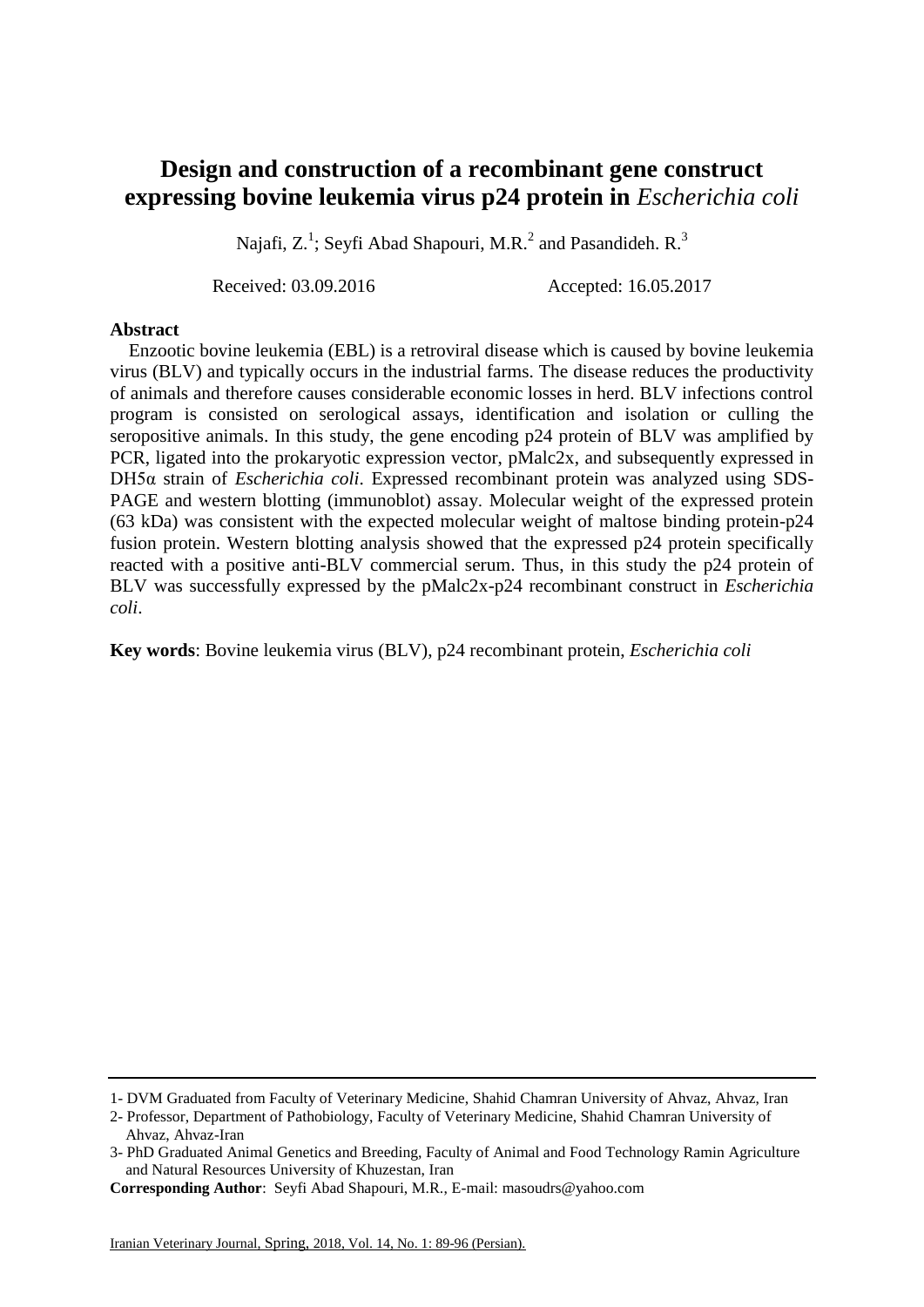# Design and construction of a recombinant gene construct expressing bovine leukemia virus p24 protein in *Escherichia coli*

Najafi, Z.[1]; Seyfi Abad Shapouri, M.R.[2] and Pasandideh. R.[3]

Received: 03.09.2016 Accepted: 16.05.2017

**Abstract**

Enzootic bovine leukemia (EBL) is a retroviral disease which is caused by bovine leukemia virus (BLV) and typically occurs in the industrial farms. The disease reduces the productivity of animals and therefore causes considerable economic losses in herd. BLV infections control program is consisted on serological assays, identification and isolation or culling the seropositive animals. In this study, the gene encoding p24 protein of BLV was amplified by PCR, ligated into the prokaryotic expression vector, pMalc2x, and subsequently expressed in DH5α strain of *Escherichia coli*. Expressed recombinant protein was analyzed using SDS-PAGE and western blotting (immunoblot) assay. Molecular weight of the expressed protein (63 kDa) was consistent with the expected molecular weight of maltose binding protein-p24 fusion protein. Western blotting analysis showed that the expressed p24 protein specifically reacted with a positive anti-BLV commercial serum. Thus, in this study the p24 protein of BLV was successfully expressed by the pMalc2x-p24 recombinant construct in *Escherichia coli*.

**Key words**: Bovine leukemia virus (BLV), p24 recombinant protein, *Escherichia coli*

---

1- DVM Graduated from Faculty of Veterinary Medicine, Shahid Chamran University of Ahvaz, Ahvaz, Iran

2- Professor, Department of Pathobiology, Faculty of Veterinary Medicine, Shahid Chamran University of Ahvaz, Ahvaz-Iran

3- PhD Graduated Animal Genetics and Breeding, Faculty of Animal and Food Technology Ramin Agriculture and Natural Resources University of Khuzestan, Iran

**Corresponding Author**: Seyfi Abad Shapouri, M.R., E-mail: masoudrs@yahoo.com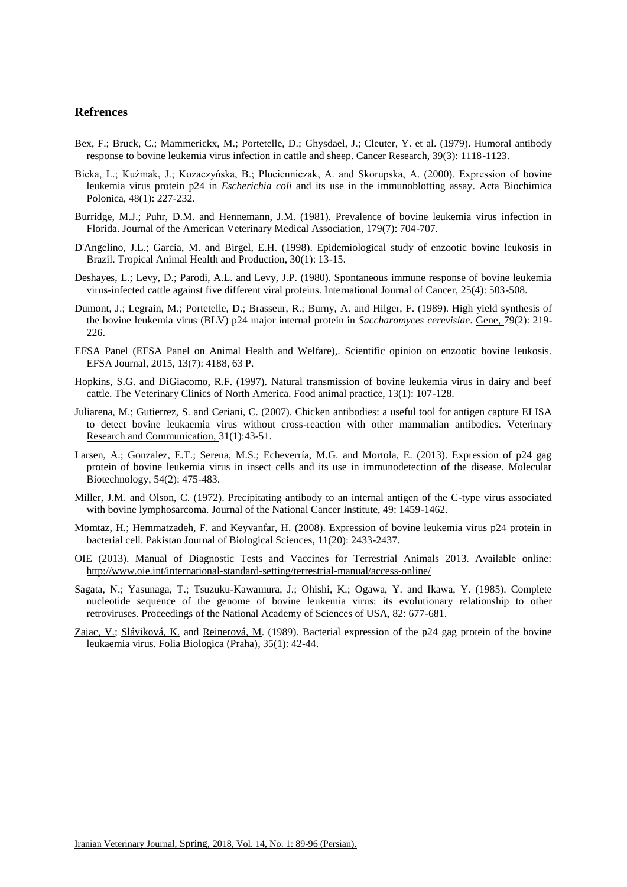## Refrences

Bex, F.; Bruck, C.; Mammerickx, M.; Portetelle, D.; Ghysdael, J.; Cleuter, Y. et al. (1979). Humoral antibody response to bovine leukemia virus infection in cattle and sheep. Cancer Research, 39(3): 1118-1123.

Bicka, L.; Kuźmak, J.; Kozaczyńska, B.; Plucienniczak, A. and Skorupska, A. (2000). Expression of bovine leukemia virus protein p24 in *Escherichia coli* and its use in the immunoblotting assay. Acta Biochimica Polonica, 48(1): 227-232.

Burridge, M.J.; Puhr, D.M. and Hennemann, J.M. (1981). Prevalence of bovine leukemia virus infection in Florida. Journal of the American Veterinary Medical Association, 179(7): 704-707.

D'Angelino, J.L.; Garcia, M. and Birgel, E.H. (1998). Epidemiological study of enzootic bovine leukosis in Brazil. Tropical Animal Health and Production, 30(1): 13-15.

Deshayes, L.; Levy, D.; Parodi, A.L. and Levy, J.P. (1980). Spontaneous immune response of bovine leukemia virus-infected cattle against five different viral proteins. International Journal of Cancer, 25(4): 503-508.

Dumont, J.; Legrain, M.; Portetelle, D.; Brasseur, R.; Burny, A. and Hilger, F. (1989). High yield synthesis of the bovine leukemia virus (BLV) p24 major internal protein in *Saccharomyces cerevisiae*. Gene, 79(2): 219-226.

EFSA Panel (EFSA Panel on Animal Health and Welfare),. Scientific opinion on enzootic bovine leukosis. EFSA Journal, 2015, 13(7): 4188, 63 P.

Hopkins, S.G. and DiGiacomo, R.F. (1997). Natural transmission of bovine leukemia virus in dairy and beef cattle. The Veterinary Clinics of North America. Food animal practice, 13(1): 107-128.

Juliarena, M.; Gutierrez, S. and Ceriani, C. (2007). Chicken antibodies: a useful tool for antigen capture ELISA to detect bovine leukaemia virus without cross-reaction with other mammalian antibodies. Veterinary Research and Communication, 31(1):43-51.

Larsen, A.; Gonzalez, E.T.; Serena, M.S.; Echeverría, M.G. and Mortola, E. (2013). Expression of p24 gag protein of bovine leukemia virus in insect cells and its use in immunodetection of the disease. Molecular Biotechnology, 54(2): 475-483.

Miller, J.M. and Olson, C. (1972). Precipitating antibody to an internal antigen of the C-type virus associated with bovine lymphosarcoma. Journal of the National Cancer Institute, 49: 1459-1462.

Momtaz, H.; Hemmatzadeh, F. and Keyvanfar, H. (2008). Expression of bovine leukemia virus p24 protein in bacterial cell. Pakistan Journal of Biological Sciences, 11(20): 2433-2437.

OIE (2013). Manual of Diagnostic Tests and Vaccines for Terrestrial Animals 2013. Available online: http://www.oie.int/international-standard-setting/terrestrial-manual/access-online/

Sagata, N.; Yasunaga, T.; Tsuzuku-Kawamura, J.; Ohishi, K.; Ogawa, Y. and Ikawa, Y. (1985). Complete nucleotide sequence of the genome of bovine leukemia virus: its evolutionary relationship to other retroviruses. Proceedings of the National Academy of Sciences of USA, 82: 677-681.

Zajac, V.; Sláviková, K. and Reinerová, M. (1989). Bacterial expression of the p24 gag protein of the bovine leukaemia virus. Folia Biologica (Praha), 35(1): 42-44.